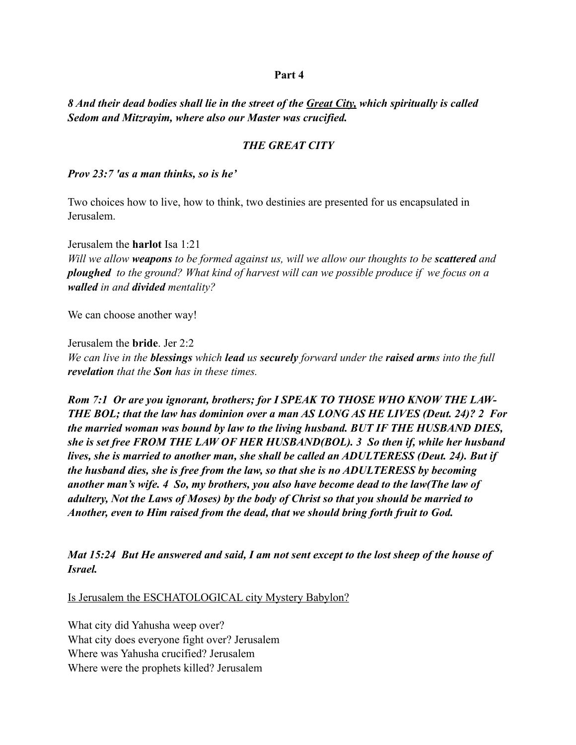**Part 4**

***8 And their dead bodies shall lie in the street of the <u>Great City,</u> which spiritually is called Sedom and Mitzrayim, where also our Master was crucified.***

***THE GREAT CITY***

***Prov 23:7 'as a man thinks, so is he'***

Two choices how to live, how to think, two destinies are presented for us encapsulated in Jerusalem.

Jerusalem the **harlot** Isa 1:21
*Will we allow **weapons** to be formed against us, will we allow our thoughts to be **scattered** and **ploughed** to the ground? What kind of harvest will can we possible produce if we focus on a **walled** in and **divided** mentality?*

We can choose another way!

Jerusalem the **bride**. Jer 2:2
*We can live in the **blessings** which **lead** us **securely** forward under the **raised arm**s into the full **revelation** that the **Son** has in these times.*

***Rom 7:1 Or are you ignorant, brothers; for I SPEAK TO THOSE WHO KNOW THE LAW-THE BOL; that the law has dominion over a man AS LONG AS HE LIVES (Deut. 24)? 2 For the married woman was bound by law to the living husband. BUT IF THE HUSBAND DIES, she is set free FROM THE LAW OF HER HUSBAND(BOL). 3 So then if, while her husband lives, she is married to another man, she shall be called an ADULTERESS (Deut. 24). But if the husband dies, she is free from the law, so that she is no ADULTERESS by becoming another man's wife. 4 So, my brothers, you also have become dead to the law(The law of adultery, Not the Laws of Moses) by the body of Christ so that you should be married to Another, even to Him raised from the dead, that we should bring forth fruit to God.***

***Mat 15:24 But He answered and said, I am not sent except to the lost sheep of the house of Israel.***

<u>Is Jerusalem the ESCHATOLOGICAL city Mystery Babylon?</u>

What city did Yahusha weep over?
What city does everyone fight over? Jerusalem
Where was Yahusha crucified? Jerusalem
Where were the prophets killed? Jerusalem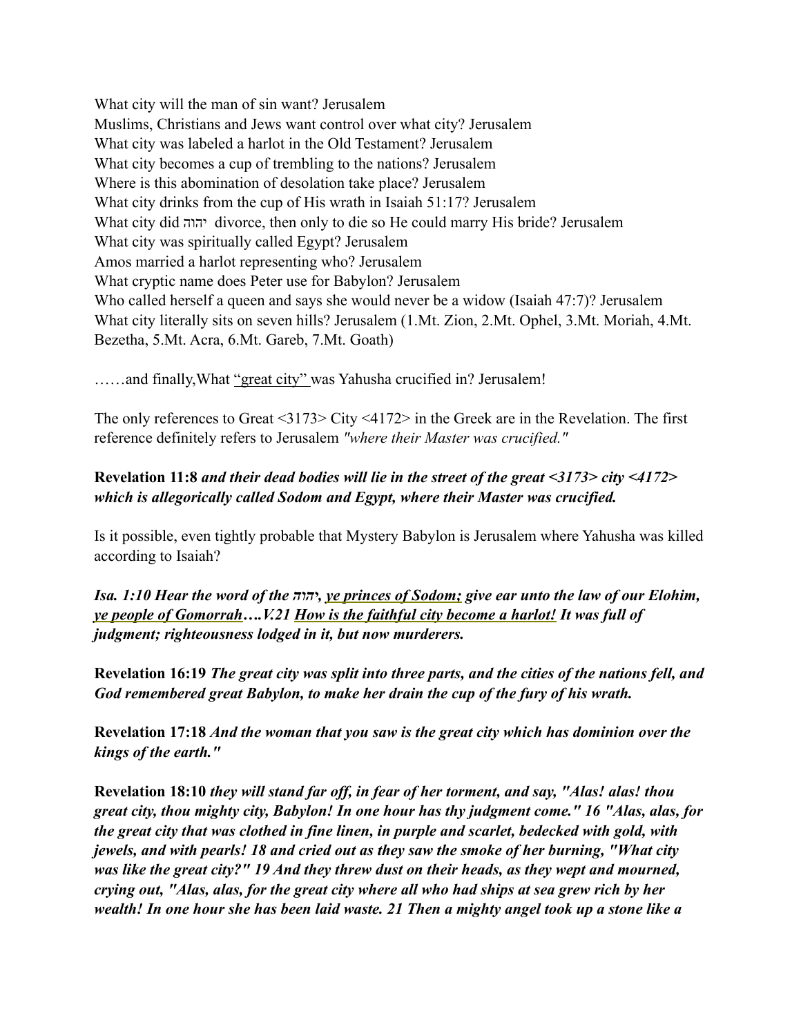What city will the man of sin want? Jerusalem
Muslims, Christians and Jews want control over what city? Jerusalem
What city was labeled a harlot in the Old Testament? Jerusalem
What city becomes a cup of trembling to the nations? Jerusalem
Where is this abomination of desolation take place? Jerusalem
What city drinks from the cup of His wrath in Isaiah 51:17? Jerusalem
What city did יהוה divorce, then only to die so He could marry His bride? Jerusalem
What city was spiritually called Egypt? Jerusalem
Amos married a harlot representing who? Jerusalem
What cryptic name does Peter use for Babylon? Jerusalem
Who called herself a queen and says she would never be a widow (Isaiah 47:7)? Jerusalem
What city literally sits on seven hills? Jerusalem (1.Mt. Zion, 2.Mt. Ophel, 3.Mt. Moriah, 4.Mt. Bezetha, 5.Mt. Acra, 6.Mt. Gareb, 7.Mt. Goath)

……and finally,What "great city" was Yahusha crucified in? Jerusalem!

The only references to Great <3173> City <4172> in the Greek are in the Revelation. The first reference definitely refers to Jerusalem *"where their Master was crucified."*

**Revelation 11:8** ***and their dead bodies will lie in the street of the great <3173> city <4172> which is allegorically called Sodom and Egypt, where their Master was crucified.***

Is it possible, even tightly probable that Mystery Babylon is Jerusalem where Yahusha was killed according to Isaiah?

***Isa. 1:10 Hear the word of the יהוה, ye princes of Sodom; give ear unto the law of our Elohim, ye people of Gomorrah….V.21 How is the faithful city become a harlot! It was full of judgment; righteousness lodged in it, but now murderers.***

**Revelation 16:19** ***The great city was split into three parts, and the cities of the nations fell, and God remembered great Babylon, to make her drain the cup of the fury of his wrath.***

**Revelation 17:18** ***And the woman that you saw is the great city which has dominion over the kings of the earth."***

**Revelation 18:10** ***they will stand far off, in fear of her torment, and say, "Alas! alas! thou great city, thou mighty city, Babylon! In one hour has thy judgment come." 16 "Alas, alas, for the great city that was clothed in fine linen, in purple and scarlet, bedecked with gold, with jewels, and with pearls! 18 and cried out as they saw the smoke of her burning, "What city was like the great city?" 19 And they threw dust on their heads, as they wept and mourned, crying out, "Alas, alas, for the great city where all who had ships at sea grew rich by her wealth! In one hour she has been laid waste. 21 Then a mighty angel took up a stone like a***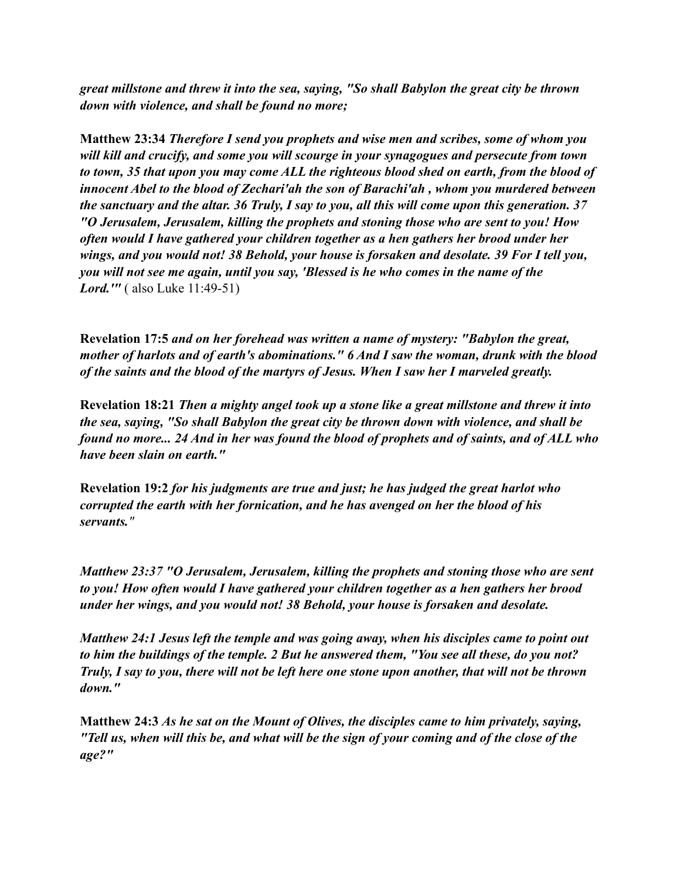***great millstone and threw it into the sea, saying, "So shall Babylon the great city be thrown down with violence, and shall be found no more;***

**Matthew 23:34** ***Therefore I send you prophets and wise men and scribes, some of whom you will kill and crucify, and some you will scourge in your synagogues and persecute from town to town, 35 that upon you may come ALL the righteous blood shed on earth, from the blood of innocent Abel to the blood of Zechari'ah the son of Barachi'ah , whom you murdered between the sanctuary and the altar. 36 Truly, I say to you, all this will come upon this generation. 37 "O Jerusalem, Jerusalem, killing the prophets and stoning those who are sent to you! How often would I have gathered your children together as a hen gathers her brood under her wings, and you would not! 38 Behold, your house is forsaken and desolate. 39 For I tell you, you will not see me again, until you say, 'Blessed is he who comes in the name of the Lord.'"*** ( also Luke 11:49-51)

**Revelation 17:5** ***and on her forehead was written a name of mystery: "Babylon the great, mother of harlots and of earth's abominations." 6 And I saw the woman, drunk with the blood of the saints and the blood of the martyrs of Jesus. When I saw her I marveled greatly.***

**Revelation 18:21** ***Then a mighty angel took up a stone like a great millstone and threw it into the sea, saying, "So shall Babylon the great city be thrown down with violence, and shall be found no more... 24 And in her was found the blood of prophets and of saints, and of ALL who have been slain on earth."***

**Revelation 19:2** ***for his judgments are true and just; he has judged the great harlot who corrupted the earth with her fornication, and he has avenged on her the blood of his servants."***

***Matthew 23:37 "O Jerusalem, Jerusalem, killing the prophets and stoning those who are sent to you! How often would I have gathered your children together as a hen gathers her brood under her wings, and you would not! 38 Behold, your house is forsaken and desolate.***

***Matthew 24:1 Jesus left the temple and was going away, when his disciples came to point out to him the buildings of the temple. 2 But he answered them, "You see all these, do you not? Truly, I say to you, there will not be left here one stone upon another, that will not be thrown down."***

**Matthew 24:3** ***As he sat on the Mount of Olives, the disciples came to him privately, saying, "Tell us, when will this be, and what will be the sign of your coming and of the close of the age?"***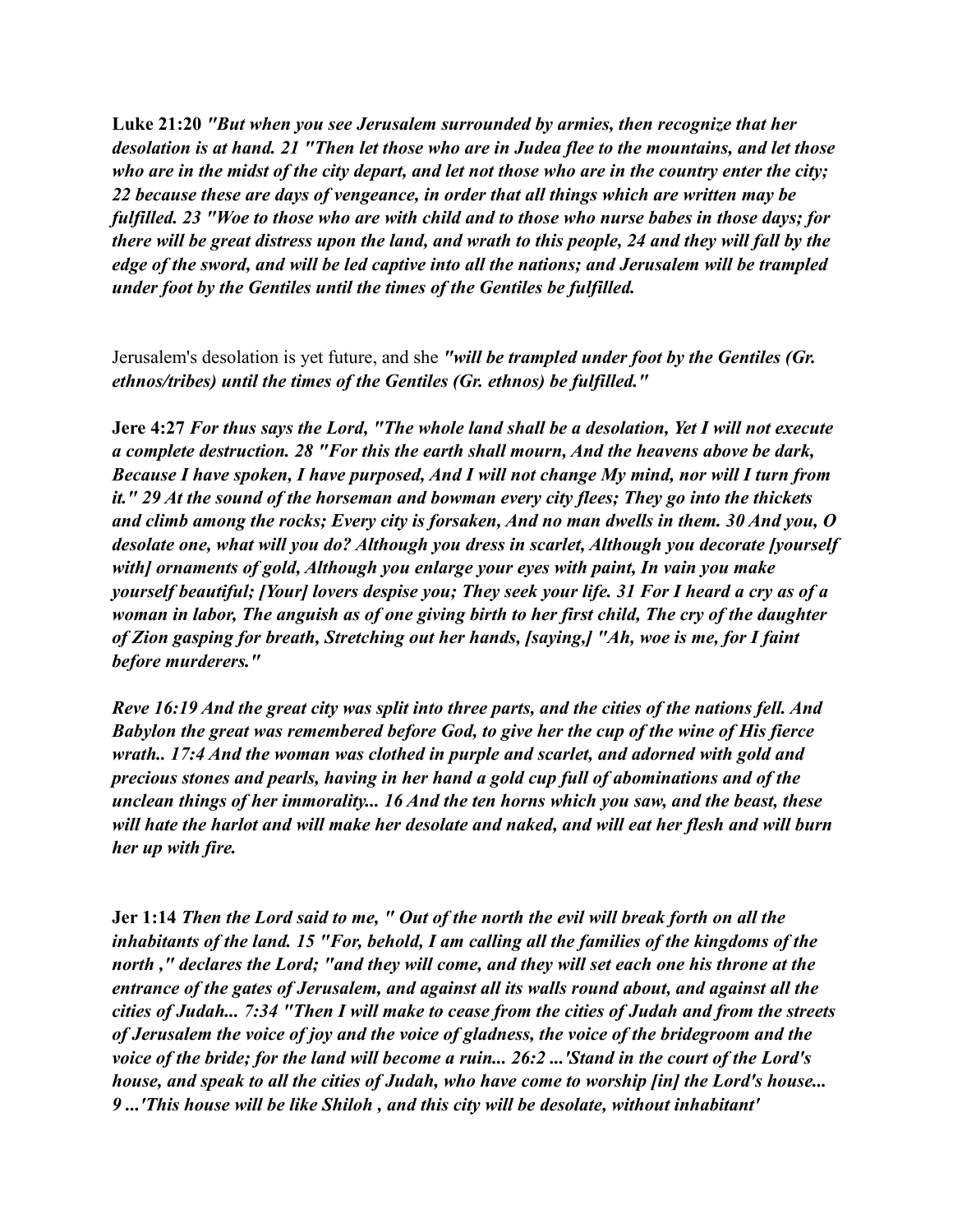**Luke 21:20** ***"But when you see Jerusalem surrounded by armies, then recognize that her desolation is at hand. 21 "Then let those who are in Judea flee to the mountains, and let those who are in the midst of the city depart, and let not those who are in the country enter the city; 22 because these are days of vengeance, in order that all things which are written may be fulfilled. 23 "Woe to those who are with child and to those who nurse babes in those days; for there will be great distress upon the land, and wrath to this people, 24 and they will fall by the edge of the sword, and will be led captive into all the nations; and Jerusalem will be trampled under foot by the Gentiles until the times of the Gentiles be fulfilled.***

Jerusalem's desolation is yet future, and she ***"will be trampled under foot by the Gentiles (Gr. ethnos/tribes) until the times of the Gentiles (Gr. ethnos) be fulfilled."***

**Jere 4:27** ***For thus says the Lord, "The whole land shall be a desolation, Yet I will not execute a complete destruction. 28 "For this the earth shall mourn, And the heavens above be dark, Because I have spoken, I have purposed, And I will not change My mind, nor will I turn from it." 29 At the sound of the horseman and bowman every city flees; They go into the thickets and climb among the rocks; Every city is forsaken, And no man dwells in them. 30 And you, O desolate one, what will you do? Although you dress in scarlet, Although you decorate [yourself with] ornaments of gold, Although you enlarge your eyes with paint, In vain you make yourself beautiful; [Your] lovers despise you; They seek your life. 31 For I heard a cry as of a woman in labor, The anguish as of one giving birth to her first child, The cry of the daughter of Zion gasping for breath, Stretching out her hands, [saying,] "Ah, woe is me, for I faint before murderers."***

***Reve 16:19 And the great city was split into three parts, and the cities of the nations fell. And Babylon the great was remembered before God, to give her the cup of the wine of His fierce wrath.. 17:4 And the woman was clothed in purple and scarlet, and adorned with gold and precious stones and pearls, having in her hand a gold cup full of abominations and of the unclean things of her immorality... 16 And the ten horns which you saw, and the beast, these will hate the harlot and will make her desolate and naked, and will eat her flesh and will burn her up with fire.***

**Jer 1:14** ***Then the Lord said to me, " Out of the north the evil will break forth on all the inhabitants of the land. 15 "For, behold, I am calling all the families of the kingdoms of the north ," declares the Lord; "and they will come, and they will set each one his throne at the entrance of the gates of Jerusalem, and against all its walls round about, and against all the cities of Judah... 7:34 "Then I will make to cease from the cities of Judah and from the streets of Jerusalem the voice of joy and the voice of gladness, the voice of the bridegroom and the voice of the bride; for the land will become a ruin... 26:2 ...'Stand in the court of the Lord's house, and speak to all the cities of Judah, who have come to worship [in] the Lord's house... 9 ...'This house will be like Shiloh , and this city will be desolate, without inhabitant'***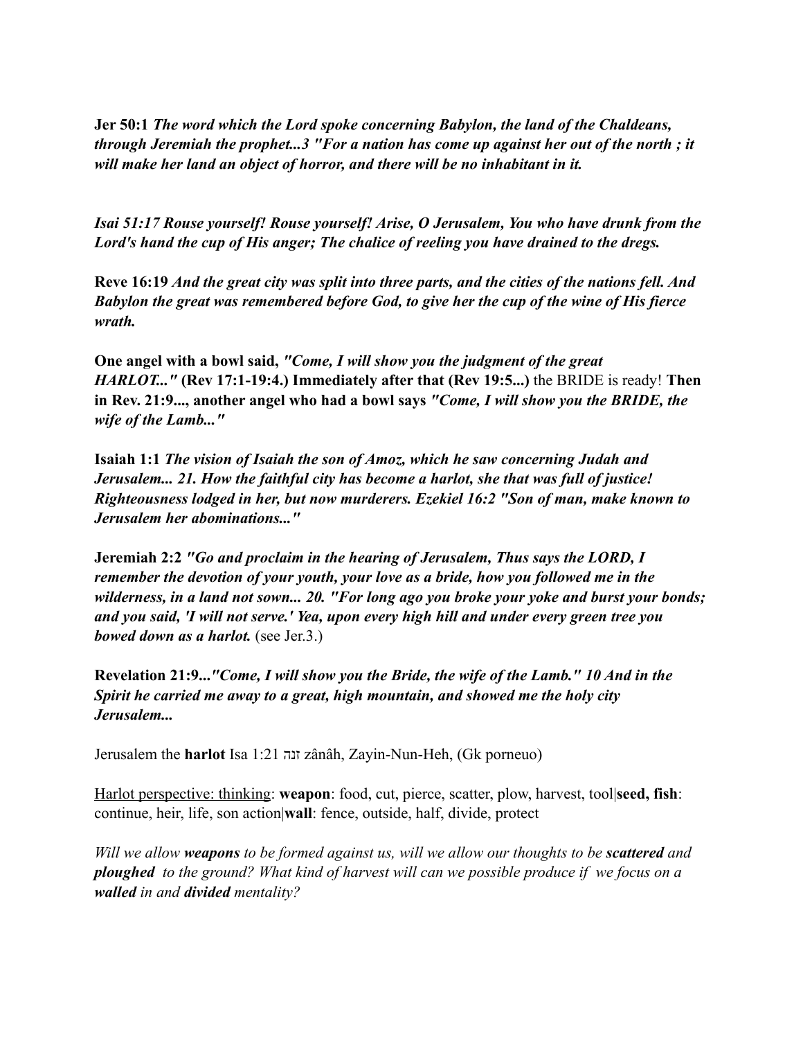**Jer 50:1** ***The word which the Lord spoke concerning Babylon, the land of the Chaldeans, through Jeremiah the prophet...3 "For a nation has come up against her out of the north ; it will make her land an object of horror, and there will be no inhabitant in it.***

***Isai 51:17 Rouse yourself! Rouse yourself! Arise, O Jerusalem, You who have drunk from the Lord's hand the cup of His anger; The chalice of reeling you have drained to the dregs.***

**Reve 16:19** ***And the great city was split into three parts, and the cities of the nations fell. And Babylon the great was remembered before God, to give her the cup of the wine of His fierce wrath.***

**One angel with a bowl said,** ***"Come, I will show you the judgment of the great HARLOT..."*** **(Rev 17:1-19:4.) Immediately after that (Rev 19:5...)** the BRIDE is ready! **Then in Rev. 21:9..., another angel who had a bowl says** ***"Come, I will show you the BRIDE, the wife of the Lamb..."***

**Isaiah 1:1** ***The vision of Isaiah the son of Amoz, which he saw concerning Judah and Jerusalem... 21. How the faithful city has become a harlot, she that was full of justice! Righteousness lodged in her, but now murderers. Ezekiel 16:2 "Son of man, make known to Jerusalem her abominations..."***

**Jeremiah 2:2** ***"Go and proclaim in the hearing of Jerusalem, Thus says the LORD, I remember the devotion of your youth, your love as a bride, how you followed me in the wilderness, in a land not sown... 20. "For long ago you broke your yoke and burst your bonds; and you said, 'I will not serve.' Yea, upon every high hill and under every green tree you bowed down as a harlot.*** (see Jer.3.)

**Revelation 21:9...*****"Come, I will show you the Bride, the wife of the Lamb." 10 And in the Spirit he carried me away to a great, high mountain, and showed me the holy city Jerusalem...***

Jerusalem the **harlot** Isa 1:21 זנה zânâh, Zayin-Nun-Heh, (Gk porneuo)

<u>Harlot perspective: thinking</u>: **weapon**: food, cut, pierce, scatter, plow, harvest, tool|**seed, fish**: continue, heir, life, son action|**wall**: fence, outside, half, divide, protect

*Will we allow **weapons** to be formed against us, will we allow our thoughts to be **scattered** and **ploughed** to the ground? What kind of harvest will can we possible produce if we focus on a **walled** in and **divided** mentality?*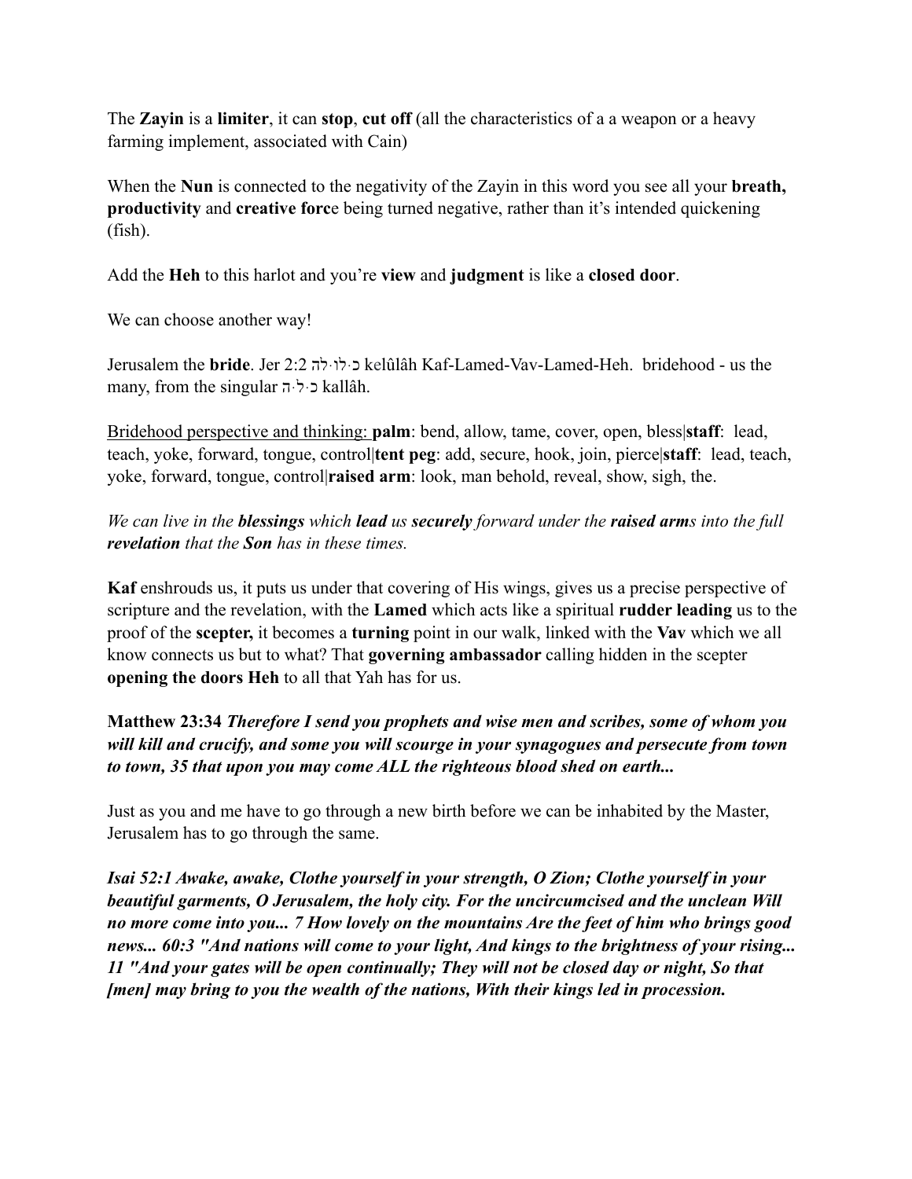The **Zayin** is a **limiter**, it can **stop**, **cut off** (all the characteristics of a a weapon or a heavy farming implement, associated with Cain)

When the **Nun** is connected to the negativity of the Zayin in this word you see all your **breath, productivity** and **creative forc**e being turned negative, rather than it's intended quickening (fish).

Add the **Heh** to this harlot and you're **view** and **judgment** is like a **closed door**.

We can choose another way!

Jerusalem the **bride**. Jer 2:2 כְּלוּלֹה kelûlâh Kaf-Lamed-Vav-Lamed-Heh. bridehood - us the many, from the singular כַּלָּה kallâh.

<u>Bridehood perspective and thinking:</u> **palm**: bend, allow, tame, cover, open, bless|**staff**: lead, teach, yoke, forward, tongue, control|**tent peg**: add, secure, hook, join, pierce|**staff**: lead, teach, yoke, forward, tongue, control|**raised arm**: look, man behold, reveal, show, sigh, the.

*We can live in the **blessings** which **lead** us **securely** forward under the **raised arm**s into the full **revelation** that the **Son** has in these times.*

**Kaf** enshrouds us, it puts us under that covering of His wings, gives us a precise perspective of scripture and the revelation, with the **Lamed** which acts like a spiritual **rudder leading** us to the proof of the **scepter,** it becomes a **turning** point in our walk, linked with the **Vav** which we all know connects us but to what? That **governing ambassador** calling hidden in the scepter **opening the doors Heh** to all that Yah has for us.

**Matthew 23:34** ***Therefore I send you prophets and wise men and scribes, some of whom you will kill and crucify, and some you will scourge in your synagogues and persecute from town to town, 35 that upon you may come ALL the righteous blood shed on earth...***

Just as you and me have to go through a new birth before we can be inhabited by the Master, Jerusalem has to go through the same.

***Isai 52:1 Awake, awake, Clothe yourself in your strength, O Zion; Clothe yourself in your beautiful garments, O Jerusalem, the holy city. For the uncircumcised and the unclean Will no more come into you... 7 How lovely on the mountains Are the feet of him who brings good news... 60:3 "And nations will come to your light, And kings to the brightness of your rising... 11 "And your gates will be open continually; They will not be closed day or night, So that [men] may bring to you the wealth of the nations, With their kings led in procession.***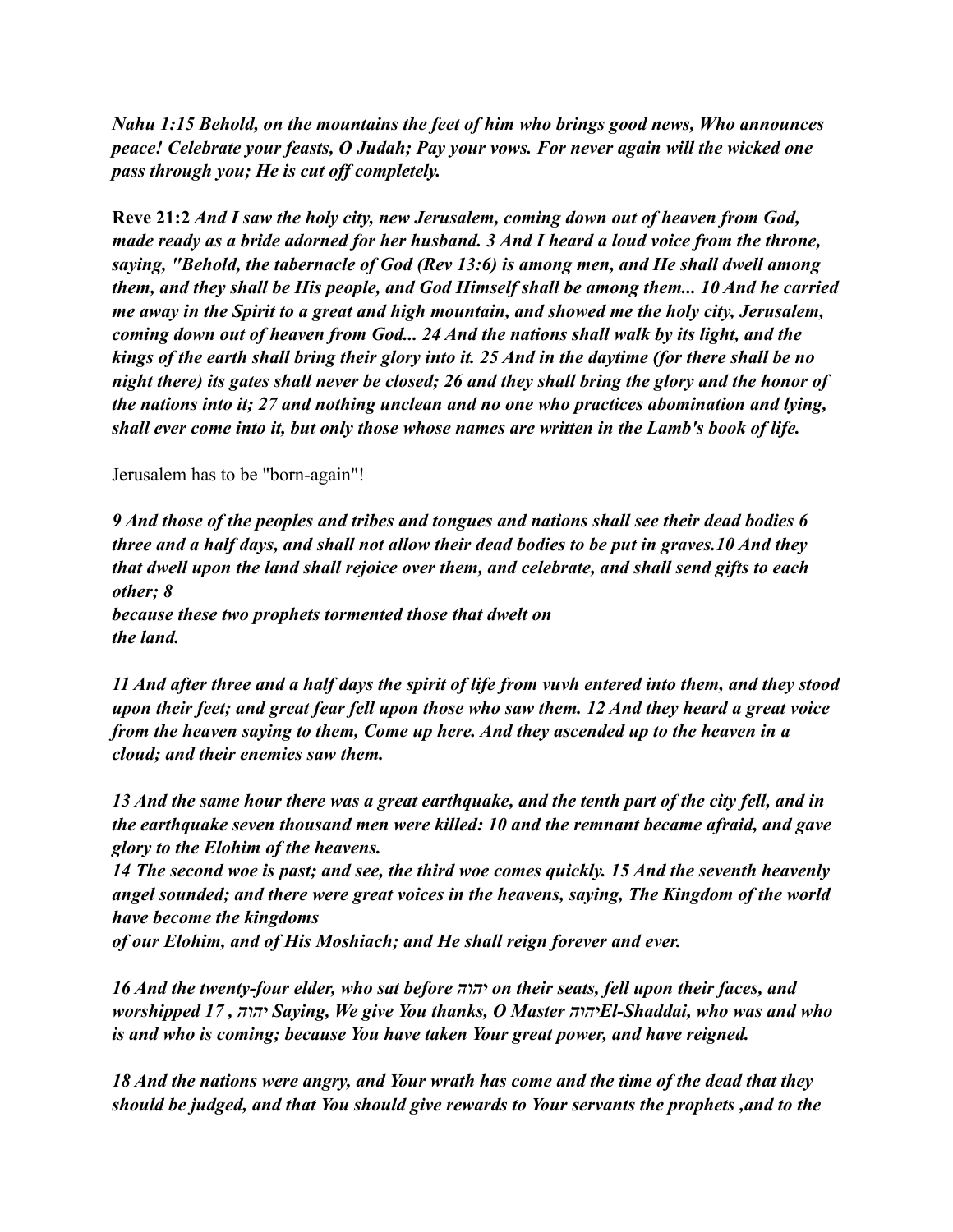***Nahu 1:15 Behold, on the mountains the feet of him who brings good news, Who announces peace! Celebrate your feasts, O Judah; Pay your vows. For never again will the wicked one pass through you; He is cut off completely.***

**Reve 21:2** ***And I saw the holy city, new Jerusalem, coming down out of heaven from God, made ready as a bride adorned for her husband. 3 And I heard a loud voice from the throne, saying, "Behold, the tabernacle of God (Rev 13:6) is among men, and He shall dwell among them, and they shall be His people, and God Himself shall be among them... 10 And he carried me away in the Spirit to a great and high mountain, and showed me the holy city, Jerusalem, coming down out of heaven from God... 24 And the nations shall walk by its light, and the kings of the earth shall bring their glory into it. 25 And in the daytime (for there shall be no night there) its gates shall never be closed; 26 and they shall bring the glory and the honor of the nations into it; 27 and nothing unclean and no one who practices abomination and lying, shall ever come into it, but only those whose names are written in the Lamb's book of life.***

Jerusalem has to be "born-again"!

***9 And those of the peoples and tribes and tongues and nations shall see their dead bodies 6 three and a half days, and shall not allow their dead bodies to be put in graves.10 And they that dwell upon the land shall rejoice over them, and celebrate, and shall send gifts to each other; 8***
***because these two prophets tormented those that dwelt on the land.***

***11 And after three and a half days the spirit of life from vuvh entered into them, and they stood upon their feet; and great fear fell upon those who saw them. 12 And they heard a great voice from the heaven saying to them, Come up here. And they ascended up to the heaven in a cloud; and their enemies saw them.***

***13 And the same hour there was a great earthquake, and the tenth part of the city fell, and in the earthquake seven thousand men were killed: 10 and the remnant became afraid, and gave glory to the Elohim of the heavens.***
***14 The second woe is past; and see, the third woe comes quickly. 15 And the seventh heavenly angel sounded; and there were great voices in the heavens, saying, The Kingdom of the world have become the kingdoms***
***of our Elohim, and of His Moshiach; and He shall reign forever and ever.***

***16 And the twenty-four elder, who sat before יהוה on their seats, fell upon their faces, and worshipped 17 , יהוה Saying, We give You thanks, O Master יהוהEl-Shaddai, who was and who is and who is coming; because You have taken Your great power, and have reigned.***

***18 And the nations were angry, and Your wrath has come and the time of the dead that they should be judged, and that You should give rewards to Your servants the prophets ,and to the***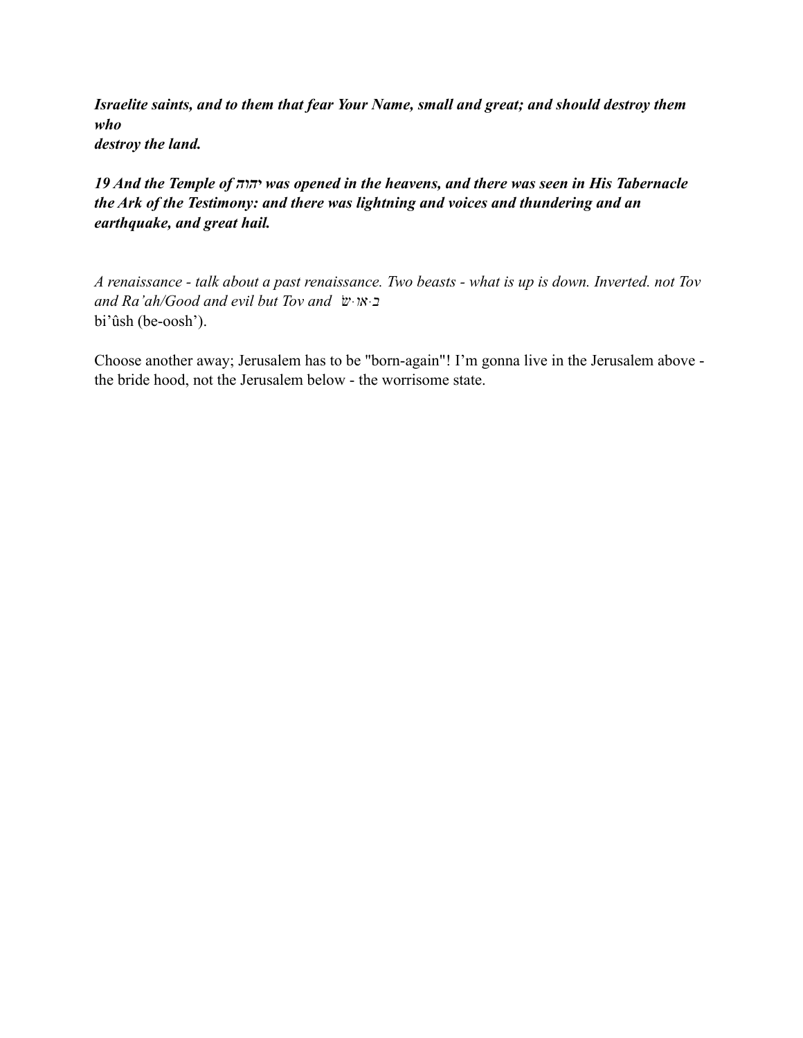***Israelite saints, and to them that fear Your Name, small and great; and should destroy them who destroy the land.***

***19 And the Temple of יהוה was opened in the heavens, and there was seen in His Tabernacle the Ark of the Testimony: and there was lightning and voices and thundering and an earthquake, and great hail.***

*A renaissance - talk about a past renaissance. Two beasts - what is up is down. Inverted. not Tov and Ra'ah/Good and evil but Tov and* בְּ·אוּ·שׁ bi'ûsh (be-oosh').

Choose another away; Jerusalem has to be "born-again"! I'm gonna live in the Jerusalem above - the bride hood, not the Jerusalem below - the worrisome state.